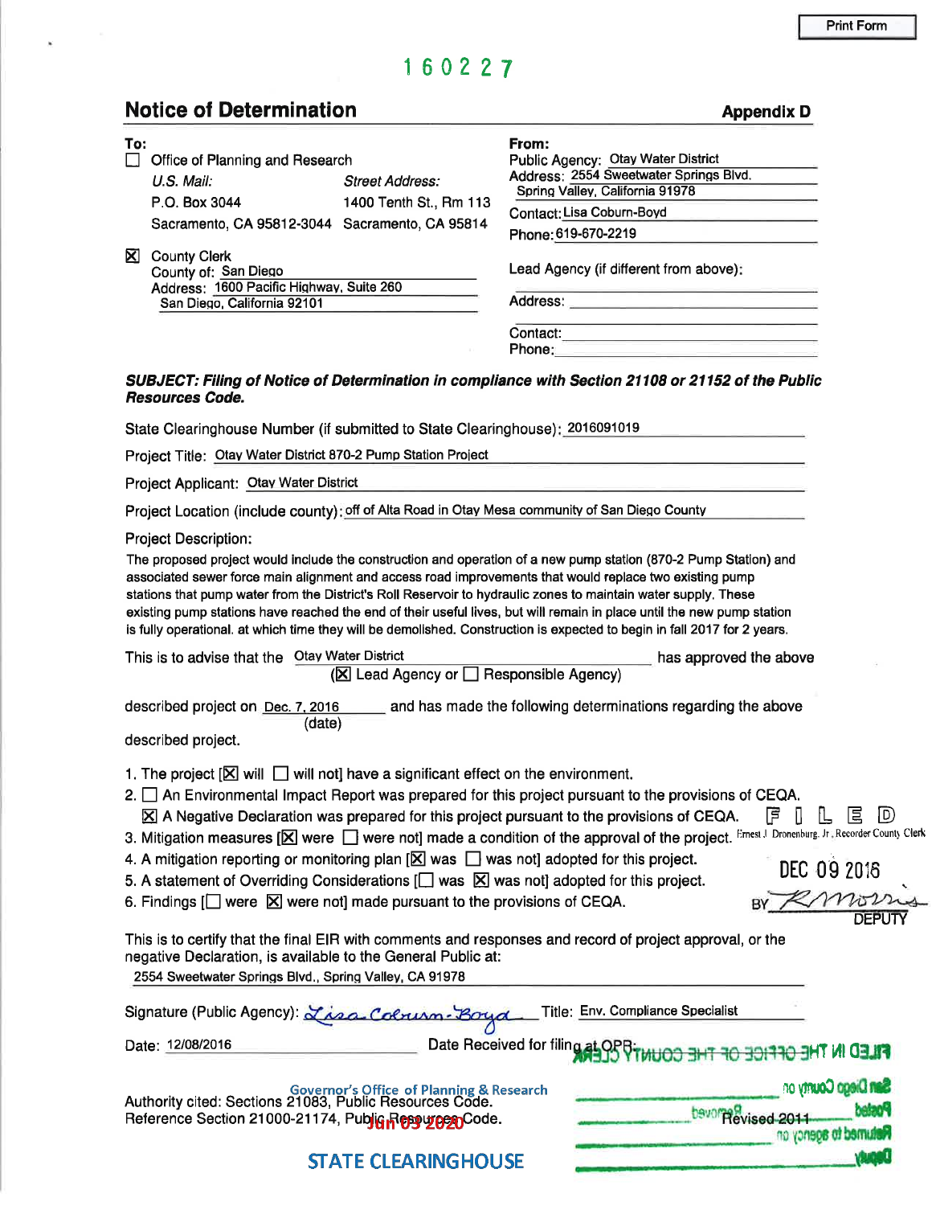Print Form

160227

## Notice of Determination

**Appendix D**

**To:**

☐ Office of Planning and Research

*U.S. Mail:* P.O. Box 3044, Sacramento, CA 95812-3044

*Street Address:* 1400 Tenth St., Rm 113, Sacramento, CA 95814

☒ County Clerk
County of: San Diego
Address: 1600 Pacific Highway, Suite 260
San Diego, California 92101

**From:**
Public Agency: Otay Water District
Address: 2554 Sweetwater Springs Blvd.
Spring Valley, California 91978
Contact: Lisa Coburn-Boyd
Phone: 619-670-2219

Lead Agency (if different from above):

Address:

Contact:
Phone:

***SUBJECT: Filing of Notice of Determination in compliance with Section 21108 or 21152 of the Public Resources Code.***

State Clearinghouse Number (if submitted to State Clearinghouse): 2016091019

Project Title: Otay Water District 870-2 Pump Station Project

Project Applicant: Otay Water District

Project Location (include county): off of Alta Road in Otay Mesa community of San Diego County

Project Description:

The proposed project would include the construction and operation of a new pump station (870-2 Pump Station) and associated sewer force main alignment and access road improvements that would replace two existing pump stations that pump water from the District's Roll Reservoir to hydraulic zones to maintain water supply. These existing pump stations have reached the end of their useful lives, but will remain in place until the new pump station is fully operational, at which time they will be demolished. Construction is expected to begin in fall 2017 for 2 years.

This is to advise that the Otay Water District (☒ Lead Agency or ☐ Responsible Agency) has approved the above described project on Dec. 7, 2016 (date) and has made the following determinations regarding the above described project.

1. The project [☒ will ☐ will not] have a significant effect on the environment.
2. ☐ An Environmental Impact Report was prepared for this project pursuant to the provisions of CEQA.
   ☒ A Negative Declaration was prepared for this project pursuant to the provisions of CEQA.
3. Mitigation measures [☒ were ☐ were not] made a condition of the approval of the project.
4. A mitigation reporting or monitoring plan [☒ was ☐ was not] adopted for this project.
5. A statement of Overriding Considerations [☐ was ☒ was not] adopted for this project.
6. Findings [☐ were ☒ were not] made pursuant to the provisions of CEQA.

FILED
Ernest J. Dronenburg, Jr., Recorder County Clerk
DEC 09 2016
BY R Morris
DEPUTY

This is to certify that the final EIR with comments and responses and record of project approval, or the negative Declaration, is available to the General Public at:
2554 Sweetwater Springs Blvd., Spring Valley, CA 91978

Signature (Public Agency): *Lisa Coburn-Boyd* Title: Env. Compliance Specialist

Date: 12/08/2016 Date Received for filing at OPR:

FILED IN THE OFFICE OF THE COUNTY CLERK
San Diego County on
Posted Removed
Returned to agency on
Deputy

Governor's Office of Planning & Research
Jun 03 2020
STATE CLEARINGHOUSE

Authority cited: Sections 21083, Public Resources Code.
Reference Section 21000-21174, Public Resources Code.

Revised 2011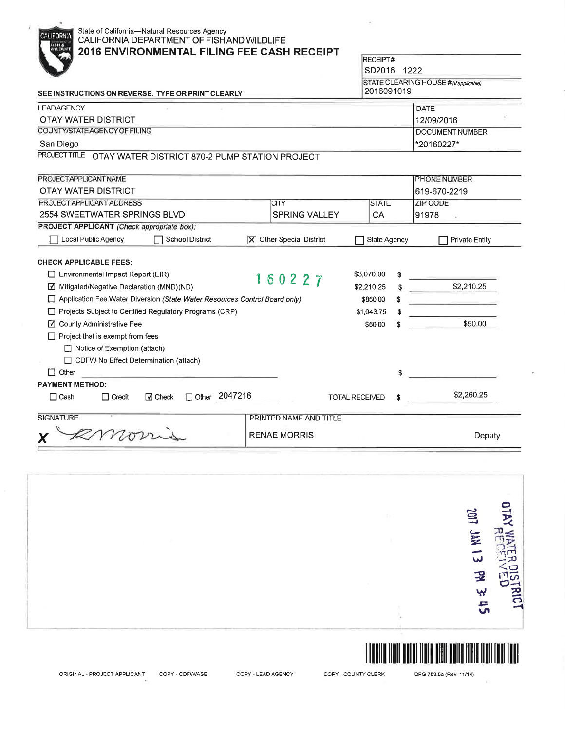State of California—Natural Resources Agency
CALIFORNIA DEPARTMENT OF FISH AND WILDLIFE

# 2016 ENVIRONMENTAL FILING FEE CASH RECEIPT

RECEIPT#
SD2016 1222

STATE CLEARING HOUSE # *(if applicable)*
2016091019

SEE INSTRUCTIONS ON REVERSE. TYPE OR PRINT CLEARLY

| LEAD AGENCY | DATE |
|---|---|
| OTAY WATER DISTRICT | 12/09/2016 |
| COUNTY/STATE AGENCY OF FILING | DOCUMENT NUMBER |
| San Diego | *20160227* |

PROJECT TITLE OTAY WATER DISTRICT 870-2 PUMP STATION PROJECT

| PROJECT APPLICANT NAME | | | PHONE NUMBER |
|---|---|---|---|
| OTAY WATER DISTRICT | | | 619-670-2219 |
| PROJECT APPLICANT ADDRESS | CITY | STATE | ZIP CODE |
| 2554 SWEETWATER SPRINGS BLVD | SPRING VALLEY | CA | 91978 |

**PROJECT APPLICANT** *(Check appropriate box)*:

☐ Local Public Agency ☐ School District ☒ Other Special District ☐ State Agency ☐ Private Entity

**CHECK APPLICABLE FEES:**

160227

| Fee | Amount | | Paid |
|---|---|---|---|
| ☐ Environmental Impact Report (EIR) | $3,070.00 | $ | |
| ☑ Mitigated/Negative Declaration (MND)(ND) | $2,210.25 | $ | $2,210.25 |
| ☐ Application Fee Water Diversion *(State Water Resources Control Board only)* | $850.00 | $ | |
| ☐ Projects Subject to Certified Regulatory Programs (CRP) | $1,043.75 | $ | |
| ☑ County Administrative Fee | $50.00 | $ | $50.00 |
| ☐ Project that is exempt from fees | | | |
| ☐ Notice of Exemption (attach) | | | |
| ☐ CDFW No Effect Determination (attach) | | | |
| ☐ Other | | $ | |

**PAYMENT METHOD:**

☐ Cash ☐ Credit ☑ Check ☐ Other 2047216 TOTAL RECEIVED $ $2,260.25

| SIGNATURE | PRINTED NAME AND TITLE |
|---|---|
| X RMorris | RENAE MORRIS Deputy |

OTAY WATER DISTRICT
RECEIVED
2017 JAN 13 PM 3:45

ORIGINAL - PROJECT APPLICANT COPY - CDFW/ASB COPY - LEAD AGENCY COPY - COUNTY CLERK DFG 753.5a (Rev. 11/14)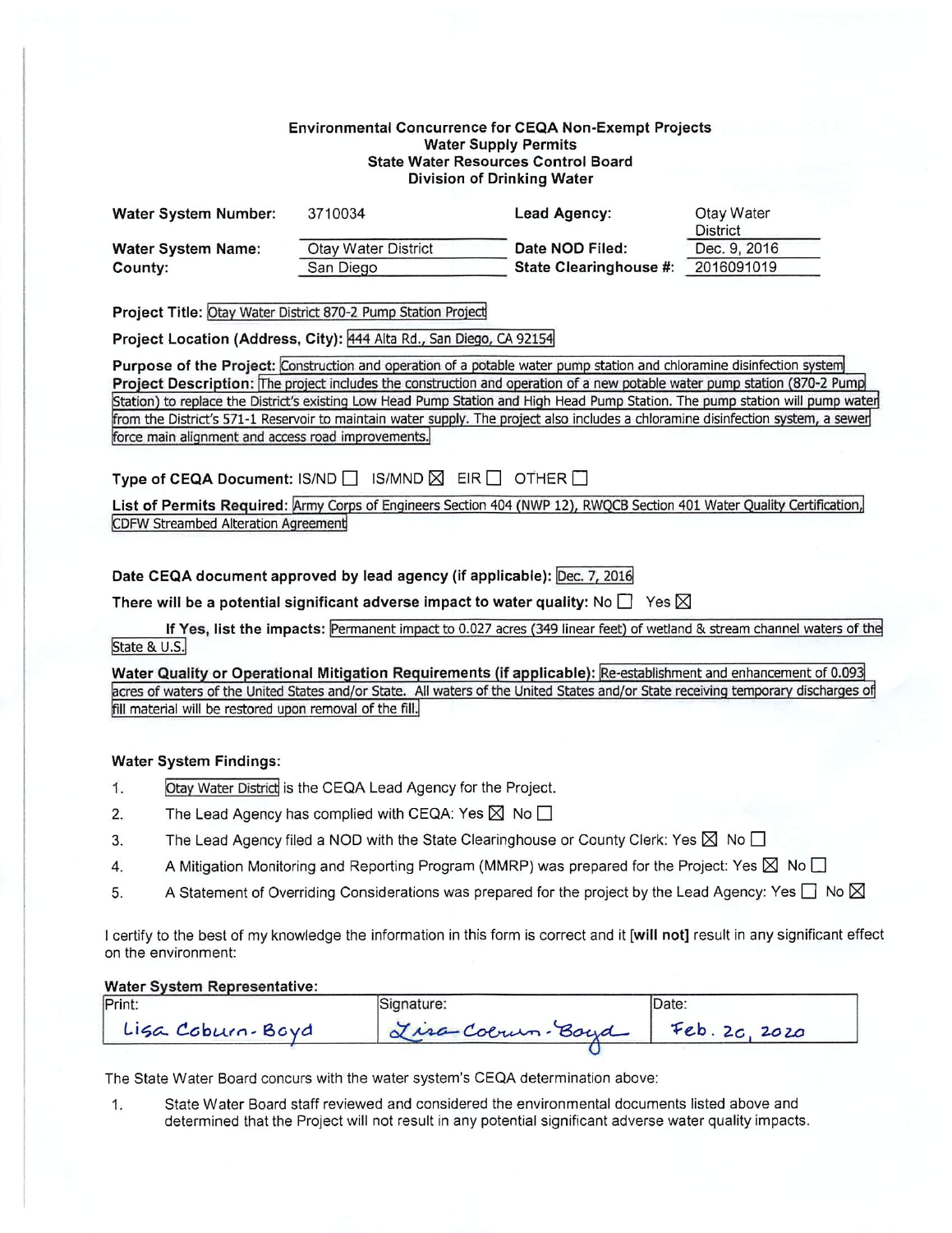**Environmental Concurrence for CEQA Non-Exempt Projects**
**Water Supply Permits**
**State Water Resources Control Board**
**Division of Drinking Water**

| | | | |
|---|---|---|---|
| **Water System Number:** | 3710034 | **Lead Agency:** | Otay Water District |
| **Water System Name:** | Otay Water District | **Date NOD Filed:** | Dec. 9, 2016 |
| **County:** | San Diego | **State Clearinghouse #:** | 2016091019 |

**Project Title:** Otay Water District 870-2 Pump Station Project

**Project Location (Address, City):** 444 Alta Rd., San Diego, CA 92154

**Purpose of the Project:** Construction and operation of a potable water pump station and chloramine disinfection system

**Project Description:** The project includes the construction and operation of a new potable water pump station (870-2 Pump Station) to replace the District's existing Low Head Pump Station and High Head Pump Station. The pump station will pump water from the District's 571-1 Reservoir to maintain water supply. The project also includes a chloramine disinfection system, a sewer force main alignment and access road improvements.

**Type of CEQA Document:** IS/ND ☐ IS/MND ☒ EIR ☐ OTHER ☐

**List of Permits Required:** Army Corps of Engineers Section 404 (NWP 12), RWQCB Section 401 Water Quality Certification, CDFW Streambed Alteration Agreement

**Date CEQA document approved by lead agency (if applicable):** Dec. 7, 2016

**There will be a potential significant adverse impact to water quality:** No ☐ Yes ☒

**If Yes, list the impacts:** Permanent impact to 0.027 acres (349 linear feet) of wetland & stream channel waters of the State & U.S.

**Water Quality or Operational Mitigation Requirements (if applicable):** Re-establishment and enhancement of 0.093 acres of waters of the United States and/or State. All waters of the United States and/or State receiving temporary discharges of fill material will be restored upon removal of the fill.

**Water System Findings:**

1. Otay Water District is the CEQA Lead Agency for the Project.
2. The Lead Agency has complied with CEQA: Yes ☒ No ☐
3. The Lead Agency filed a NOD with the State Clearinghouse or County Clerk: Yes ☒ No ☐
4. A Mitigation Monitoring and Reporting Program (MMRP) was prepared for the Project: Yes ☒ No ☐
5. A Statement of Overriding Considerations was prepared for the project by the Lead Agency: Yes ☐ No ☒

I certify to the best of my knowledge the information in this form is correct and it **[will not]** result in any significant effect on the environment:

**Water System Representative:**

| Print: | Signature: | Date: |
|---|---|---|
| Lisa Coburn-Boyd | Lisa Coburn-Boyd | Feb. 20, 2020 |

The State Water Board concurs with the water system's CEQA determination above:

1. State Water Board staff reviewed and considered the environmental documents listed above and determined that the Project will not result in any potential significant adverse water quality impacts.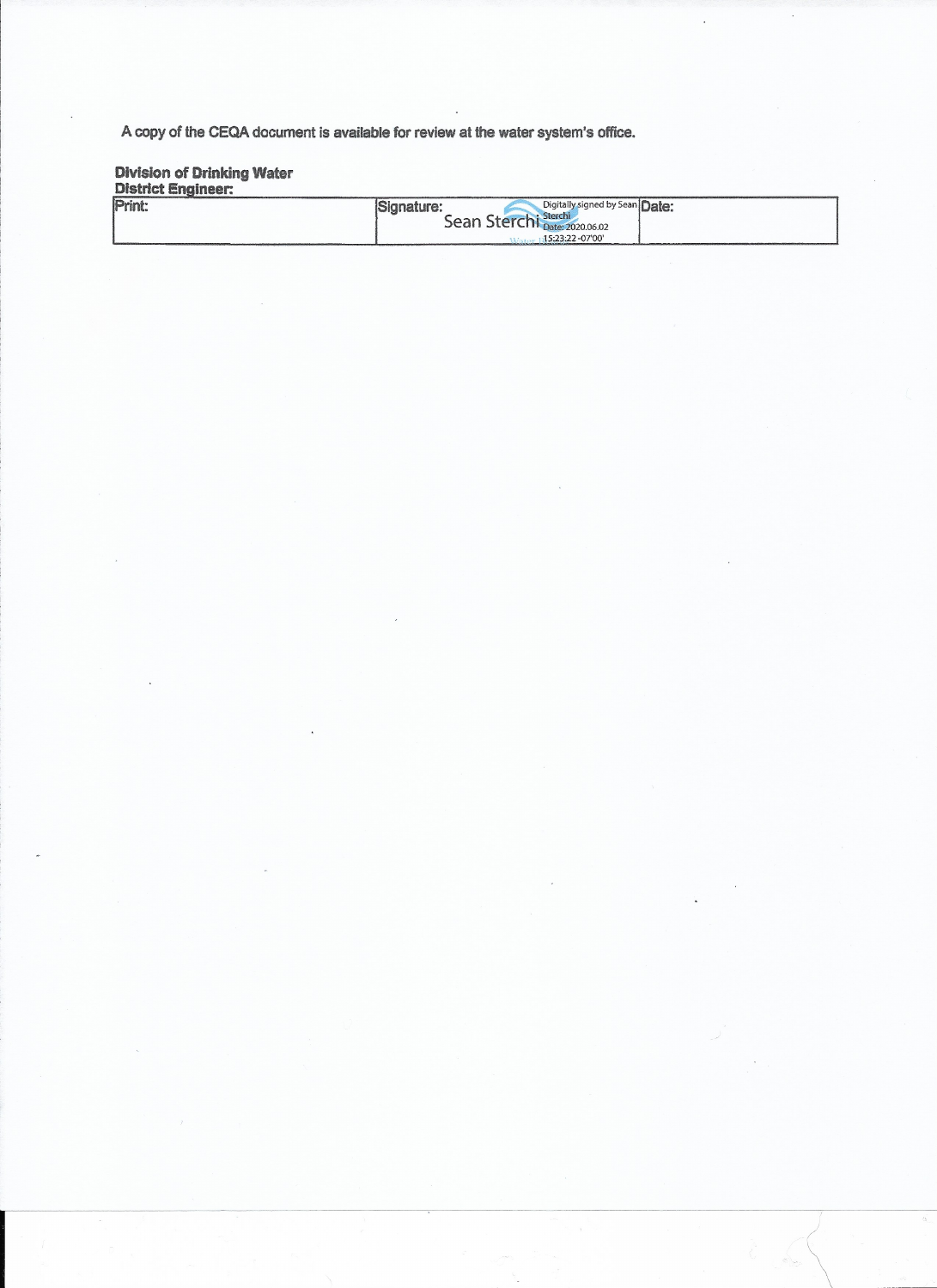A copy of the CEQA document is available for review at the water system's office.

**Division of Drinking Water**
**District Engineer:**

| | | |
|---|---|---|
| Print: | Signature: Sean Sterchi Digitally signed by Sean Sterchi Date: 2020.06.02 15:23:22 -07'00' | Date: |